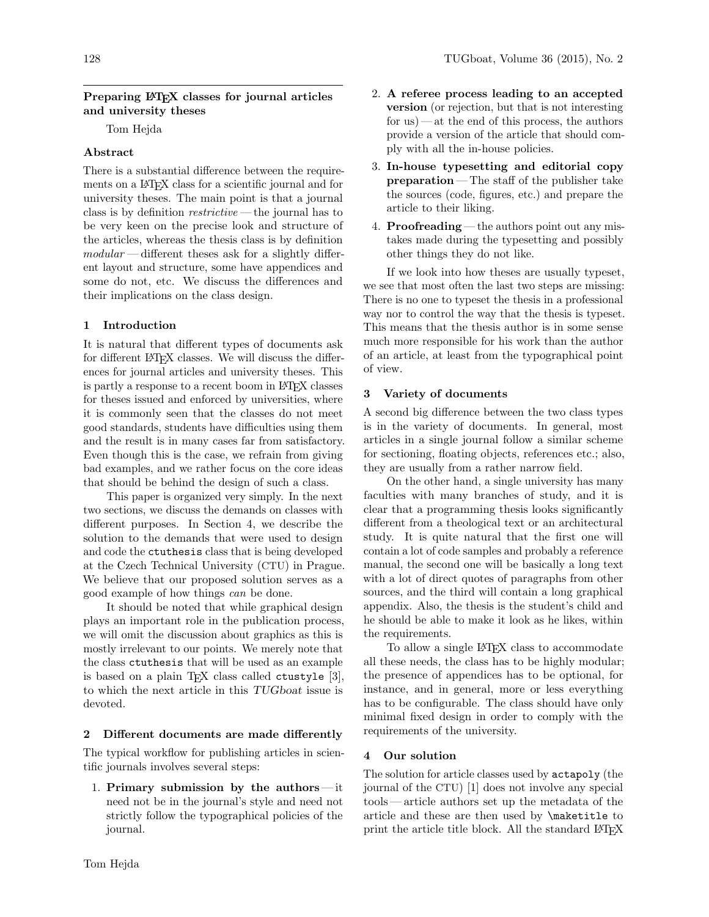# Preparing LaTeX classes for journal articles and university theses

Tom Hejda

## Abstract

There is a substantial difference between the requirements on a LaTeX class for a scientific journal and for university theses. The main point is that a journal class is by definition *restrictive* — the journal has to be very keen on the precise look and structure of the articles, whereas the thesis class is by definition *modular* — different theses ask for a slightly different layout and structure, some have appendices and some do not, etc. We discuss the differences and their implications on the class design.

## 1 Introduction

It is natural that different types of documents ask for different LaTeX classes. We will discuss the differences for journal articles and university theses. This is partly a response to a recent boom in LaTeX classes for theses issued and enforced by universities, where it is commonly seen that the classes do not meet good standards, students have difficulties using them and the result is in many cases far from satisfactory. Even though this is the case, we refrain from giving bad examples, and we rather focus on the core ideas that should be behind the design of such a class.

This paper is organized very simply. In the next two sections, we discuss the demands on classes with different purposes. In Section 4, we describe the solution to the demands that were used to design and code the `ctuthesis` class that is being developed at the Czech Technical University (CTU) in Prague. We believe that our proposed solution serves as a good example of how things *can* be done.

It should be noted that while graphical design plays an important role in the publication process, we will omit the discussion about graphics as this is mostly irrelevant to our points. We merely note that the class `ctuthesis` that will be used as an example is based on a plain TeX class called `ctustyle` [3], to which the next article in this *TUGboat* issue is devoted.

## 2 Different documents are made differently

The typical workflow for publishing articles in scientific journals involves several steps:

1. **Primary submission by the authors** — it need not be in the journal's style and need not strictly follow the typographical policies of the journal.
2. **A referee process leading to an accepted version** (or rejection, but that is not interesting for us) — at the end of this process, the authors provide a version of the article that should comply with all the in-house policies.
3. **In-house typesetting and editorial copy preparation** — The staff of the publisher take the sources (code, figures, etc.) and prepare the article to their liking.
4. **Proofreading** — the authors point out any mistakes made during the typesetting and possibly other things they do not like.

If we look into how theses are usually typeset, we see that most often the last two steps are missing: There is no one to typeset the thesis in a professional way nor to control the way that the thesis is typeset. This means that the thesis author is in some sense much more responsible for his work than the author of an article, at least from the typographical point of view.

## 3 Variety of documents

A second big difference between the two class types is in the variety of documents. In general, most articles in a single journal follow a similar scheme for sectioning, floating objects, references etc.; also, they are usually from a rather narrow field.

On the other hand, a single university has many faculties with many branches of study, and it is clear that a programming thesis looks significantly different from a theological text or an architectural study. It is quite natural that the first one will contain a lot of code samples and probably a reference manual, the second one will be basically a long text with a lot of direct quotes of paragraphs from other sources, and the third will contain a long graphical appendix. Also, the thesis is the student's child and he should be able to make it look as he likes, within the requirements.

To allow a single LaTeX class to accommodate all these needs, the class has to be highly modular; the presence of appendices has to be optional, for instance, and in general, more or less everything has to be configurable. The class should have only minimal fixed design in order to comply with the requirements of the university.

## 4 Our solution

The solution for article classes used by `actapoly` (the journal of the CTU) [1] does not involve any special tools — article authors set up the metadata of the article and these are then used by `\maketitle` to print the article title block. All the standard LaTeX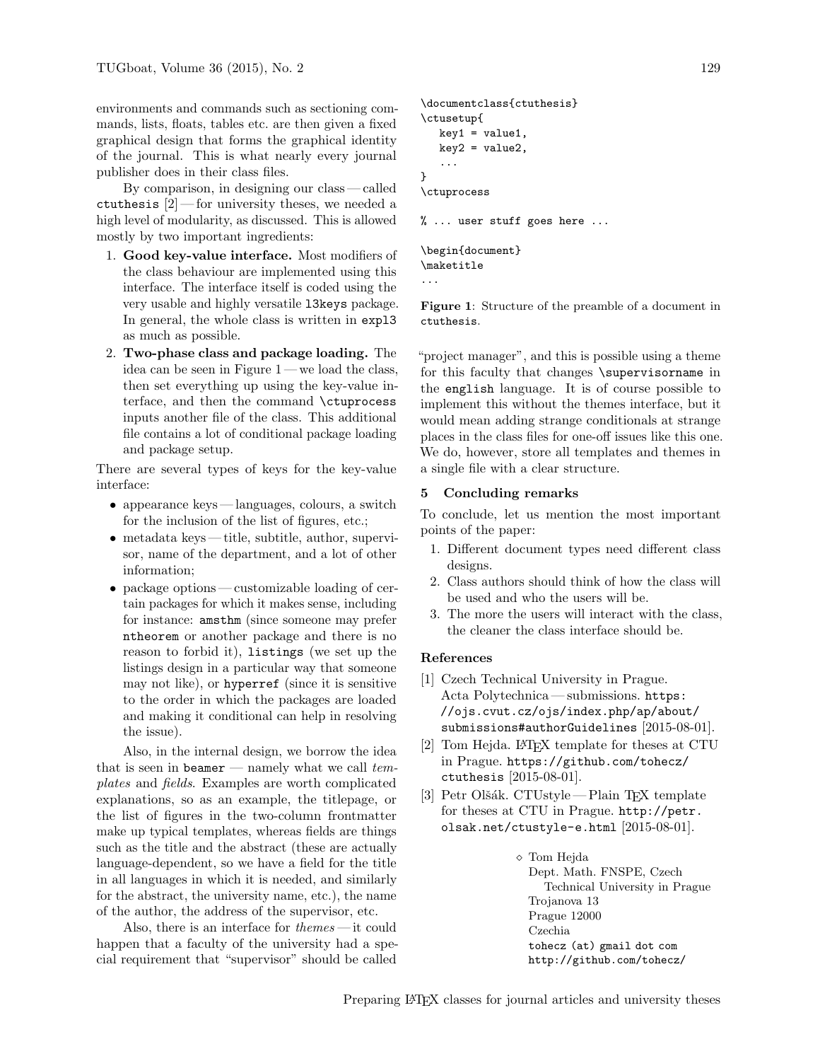environments and commands such as sectioning commands, lists, floats, tables etc. are then given a fixed graphical design that forms the graphical identity of the journal. This is what nearly every journal publisher does in their class files.

By comparison, in designing our class — called `ctuthesis` [2] — for university theses, we needed a high level of modularity, as discussed. This is allowed mostly by two important ingredients:

1. **Good key-value interface.** Most modifiers of the class behaviour are implemented using this interface. The interface itself is coded using the very usable and highly versatile `l3keys` package. In general, the whole class is written in `expl3` as much as possible.
2. **Two-phase class and package loading.** The idea can be seen in Figure 1 — we load the class, then set everything up using the key-value interface, and then the command `\ctuprocess` inputs another file of the class. This additional file contains a lot of conditional package loading and package setup.

There are several types of keys for the key-value interface:

- appearance keys — languages, colours, a switch for the inclusion of the list of figures, etc.;
- metadata keys — title, subtitle, author, supervisor, name of the department, and a lot of other information;
- package options — customizable loading of certain packages for which it makes sense, including for instance: `amsthm` (since someone may prefer `ntheorem` or another package and there is no reason to forbid it), `listings` (we set up the listings design in a particular way that someone may not like), or `hyperref` (since it is sensitive to the order in which the packages are loaded and making it conditional can help in resolving the issue).

Also, in the internal design, we borrow the idea that is seen in `beamer` — namely what we call *templates* and *fields*. Examples are worth complicated explanations, so as an example, the titlepage, or the list of figures in the two-column frontmatter make up typical templates, whereas fields are things such as the title and the abstract (these are actually language-dependent, so we have a field for the title in all languages in which it is needed, and similarly for the abstract, the university name, etc.), the name of the author, the address of the supervisor, etc.

Also, there is an interface for *themes* — it could happen that a faculty of the university had a special requirement that "supervisor" should be called

```
\documentclass{ctuthesis}
\ctusetup{
   key1 = value1,
   key2 = value2,
   ...
}
\ctuprocess

% ... user stuff goes here ...

\begin{document}
\maketitle
...
```

**Figure 1**: Structure of the preamble of a document in `ctuthesis`.

"project manager", and this is possible using a theme for this faculty that changes `\supervisorname` in the `english` language. It is of course possible to implement this without the themes interface, but it would mean adding strange conditionals at strange places in the class files for one-off issues like this one. We do, however, store all templates and themes in a single file with a clear structure.

## 5 Concluding remarks

To conclude, let us mention the most important points of the paper:

1. Different document types need different class designs.
2. Class authors should think of how the class will be used and who the users will be.
3. The more the users will interact with the class, the cleaner the class interface should be.

### References

[1] Czech Technical University in Prague. Acta Polytechnica — submissions. `https://ojs.cvut.cz/ojs/index.php/ap/about/submissions#authorGuidelines` [2015-08-01].

[2] Tom Hejda. LaTeX template for theses at CTU in Prague. `https://github.com/tohecz/ctuthesis` [2015-08-01].

[3] Petr Olšák. CTUstyle — Plain TeX template for theses at CTU in Prague. `http://petr.olsak.net/ctustyle-e.html` [2015-08-01].

◇ Tom Hejda
Dept. Math. FNSPE, Czech Technical University in Prague
Trojanova 13
Prague 12000
Czechia
`tohecz (at) gmail dot com`
`http://github.com/tohecz/`